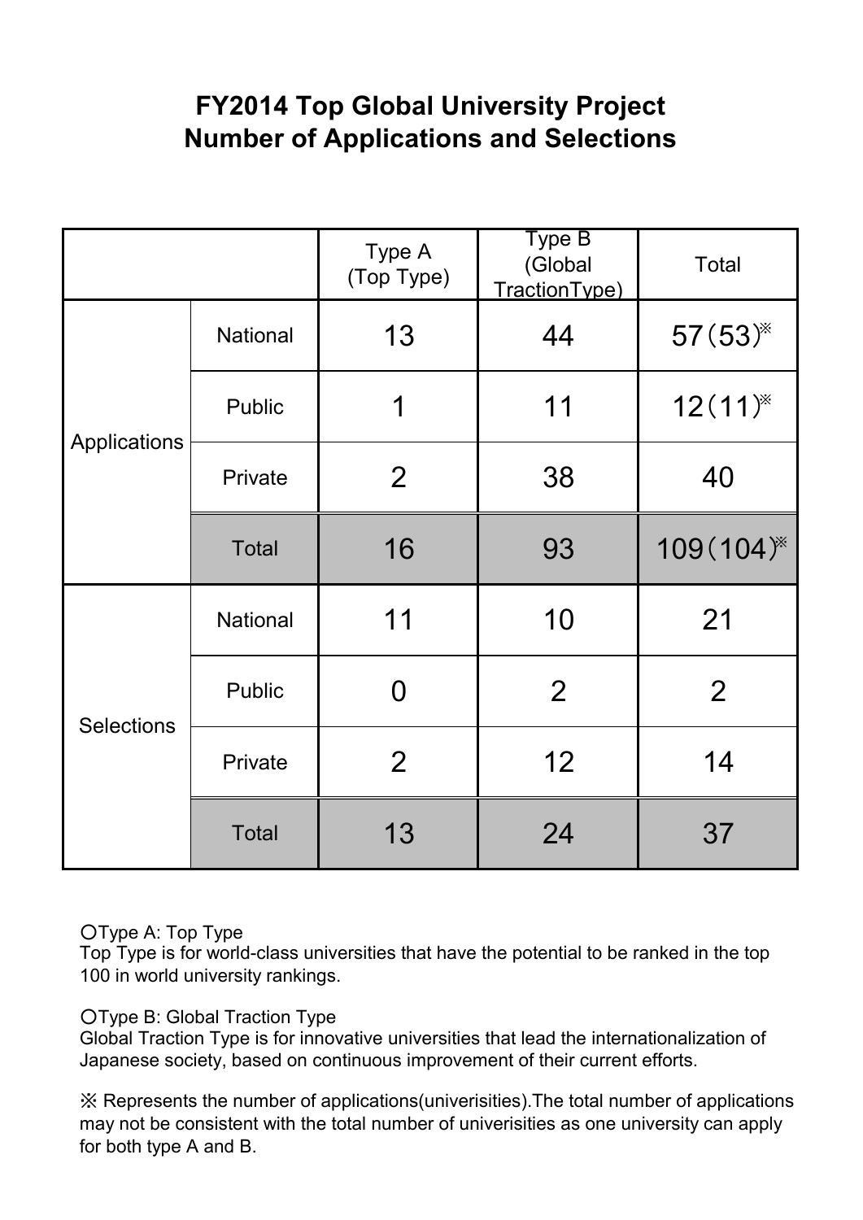# FY2014 Top Global University Project
# Number of Applications and Selections

| | | Type A (Top Type) | Type B (Global TractionType) | Total |
|---|---|---|---|---|
| Applications | National | 13 | 44 | 57（53）※ |
| | Public | 1 | 11 | 12（11）※ |
| | Private | 2 | 38 | 40 |
| | Total | 16 | 93 | 109（104）※ |
| Selections | National | 11 | 10 | 21 |
| | Public | 0 | 2 | 2 |
| | Private | 2 | 12 | 14 |
| | Total | 13 | 24 | 37 |

〇Type A: Top Type
Top Type is for world-class universities that have the potential to be ranked in the top 100 in world university rankings.

〇Type B: Global Traction Type
Global Traction Type is for innovative universities that lead the internationalization of Japanese society, based on continuous improvement of their current efforts.

※ Represents the number of applications(univerisities).The total number of applications may not be consistent with the total number of univerisities as one university can apply for both type A and B.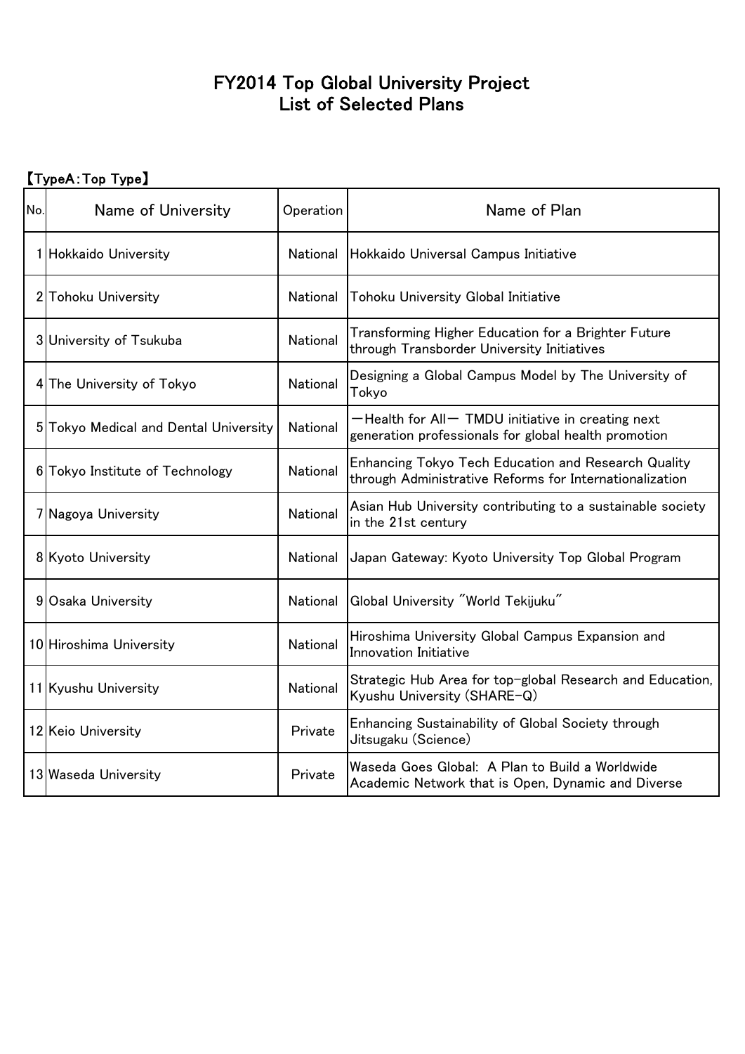# FY2014 Top Global University Project
# List of Selected Plans

【TypeA：Top Type】

| No. | Name of University | Operation | Name of Plan |
|---|---|---|---|
| 1 | Hokkaido University | National | Hokkaido Universal Campus Initiative |
| 2 | Tohoku University | National | Tohoku University Global Initiative |
| 3 | University of Tsukuba | National | Transforming Higher Education for a Brighter Future through Transborder University Initiatives |
| 4 | The University of Tokyo | National | Designing a Global Campus Model by The University of Tokyo |
| 5 | Tokyo Medical and Dental University | National | ―Health for All― TMDU initiative in creating next generation professionals for global health promotion |
| 6 | Tokyo Institute of Technology | National | Enhancing Tokyo Tech Education and Research Quality through Administrative Reforms for Internationalization |
| 7 | Nagoya University | National | Asian Hub University contributing to a sustainable society in the 21st century |
| 8 | Kyoto University | National | Japan Gateway: Kyoto University Top Global Program |
| 9 | Osaka University | National | Global University "World Tekijuku" |
| 10 | Hiroshima University | National | Hiroshima University Global Campus Expansion and Innovation Initiative |
| 11 | Kyushu University | National | Strategic Hub Area for top-global Research and Education, Kyushu University (SHARE-Q) |
| 12 | Keio University | Private | Enhancing Sustainability of Global Society through Jitsugaku (Science) |
| 13 | Waseda University | Private | Waseda Goes Global:  A Plan to Build a Worldwide Academic Network that is Open, Dynamic and Diverse |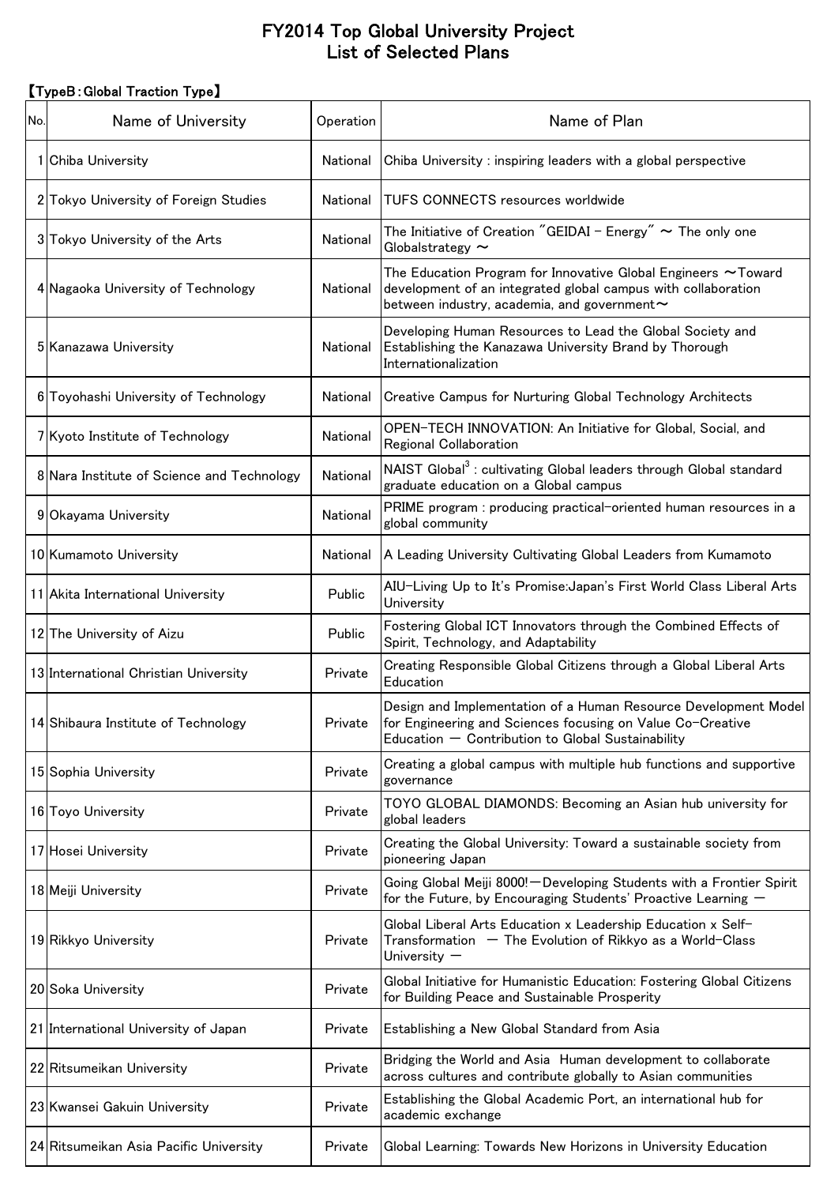# FY2014 Top Global University Project
# List of Selected Plans

**【TypeB：Global Traction Type】**

| No. | Name of University | Operation | Name of Plan |
|---|---|---|---|
| 1 | Chiba University | National | Chiba University : inspiring leaders with a global perspective |
| 2 | Tokyo University of Foreign Studies | National | TUFS CONNECTS resources worldwide |
| 3 | Tokyo University of the Arts | National | The Initiative of Creation "GEIDAI – Energy" ～ The only one Globalstrategy ～ |
| 4 | Nagaoka University of Technology | National | The Education Program for Innovative Global Engineers ～Toward development of an integrated global campus with collaboration between industry, academia, and government～ |
| 5 | Kanazawa University | National | Developing Human Resources to Lead the Global Society and Establishing the Kanazawa University Brand by Thorough Internationalization |
| 6 | Toyohashi University of Technology | National | Creative Campus for Nurturing Global Technology Architects |
| 7 | Kyoto Institute of Technology | National | OPEN-TECH INNOVATION: An Initiative for Global, Social, and Regional Collaboration |
| 8 | Nara Institute of Science and Technology | National | NAIST Global$^3$ : cultivating Global leaders through Global standard graduate education on a Global campus |
| 9 | Okayama University | National | PRIME program : producing practical-oriented human resources in a global community |
| 10 | Kumamoto University | National | A Leading University Cultivating Global Leaders from Kumamoto |
| 11 | Akita International University | Public | AIU-Living Up to It's Promise:Japan's First World Class Liberal Arts University |
| 12 | The University of Aizu | Public | Fostering Global ICT Innovators through the Combined Effects of Spirit, Technology, and Adaptability |
| 13 | International Christian University | Private | Creating Responsible Global Citizens through a Global Liberal Arts Education |
| 14 | Shibaura Institute of Technology | Private | Design and Implementation of a Human Resource Development Model for Engineering and Sciences focusing on Value Co-Creative Education ― Contribution to Global Sustainability |
| 15 | Sophia University | Private | Creating a global campus with multiple hub functions and supportive governance |
| 16 | Toyo University | Private | TOYO GLOBAL DIAMONDS: Becoming an Asian hub university for global leaders |
| 17 | Hosei University | Private | Creating the Global University: Toward a sustainable society from pioneering Japan |
| 18 | Meiji University | Private | Going Global Meiji 8000!―Developing Students with a Frontier Spirit for the Future, by Encouraging Students' Proactive Learning ― |
| 19 | Rikkyo University | Private | Global Liberal Arts Education x Leadership Education x Self-Transformation ― The Evolution of Rikkyo as a World-Class University ― |
| 20 | Soka University | Private | Global Initiative for Humanistic Education: Fostering Global Citizens for Building Peace and Sustainable Prosperity |
| 21 | International University of Japan | Private | Establishing a New Global Standard from Asia |
| 22 | Ritsumeikan University | Private | Bridging the World and Asia Human development to collaborate across cultures and contribute globally to Asian communities |
| 23 | Kwansei Gakuin University | Private | Establishing the Global Academic Port, an international hub for academic exchange |
| 24 | Ritsumeikan Asia Pacific University | Private | Global Learning: Towards New Horizons in University Education |